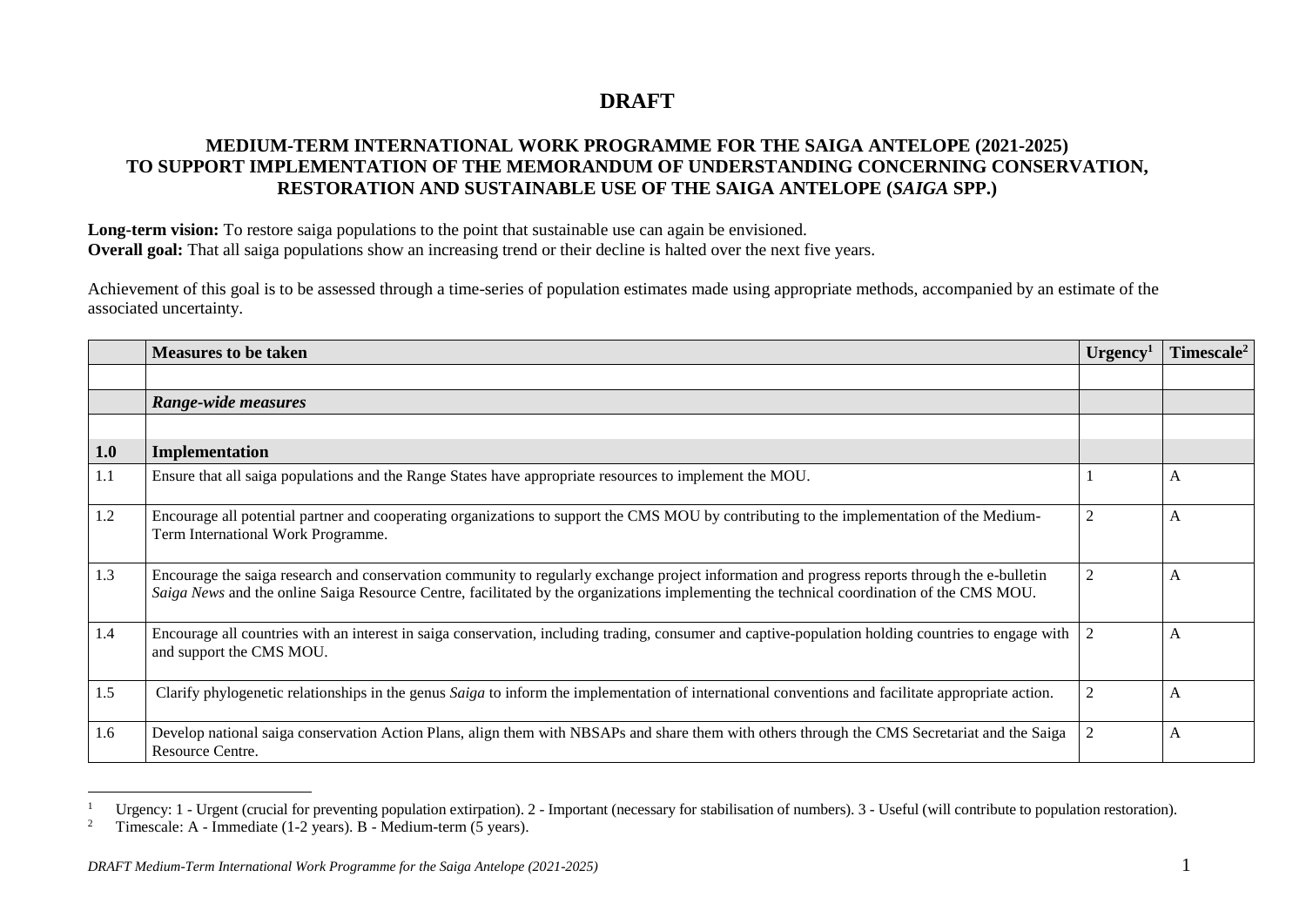# DRAFT

## MEDIUM-TERM INTERNATIONAL WORK PROGRAMME FOR THE SAIGA ANTELOPE (2021-2025) TO SUPPORT IMPLEMENTATION OF THE MEMORANDUM OF UNDERSTANDING CONCERNING CONSERVATION, RESTORATION AND SUSTAINABLE USE OF THE SAIGA ANTELOPE (*SAIGA* SPP.)

**Long-term vision:** To restore saiga populations to the point that sustainable use can again be envisioned.
**Overall goal:** That all saiga populations show an increasing trend or their decline is halted over the next five years.

Achievement of this goal is to be assessed through a time-series of population estimates made using appropriate methods, accompanied by an estimate of the associated uncertainty.

| | Measures to be taken | Urgency[1] | Timescale[2] |
|---|---|---|---|
| | | | |
| | ***Range-wide measures*** | | |
| | | | |
| **1.0** | **Implementation** | | |
| 1.1 | Ensure that all saiga populations and the Range States have appropriate resources to implement the MOU. | 1 | A |
| 1.2 | Encourage all potential partner and cooperating organizations to support the CMS MOU by contributing to the implementation of the Medium-Term International Work Programme. | 2 | A |
| 1.3 | Encourage the saiga research and conservation community to regularly exchange project information and progress reports through the e-bulletin *Saiga News* and the online Saiga Resource Centre, facilitated by the organizations implementing the technical coordination of the CMS MOU. | 2 | A |
| 1.4 | Encourage all countries with an interest in saiga conservation, including trading, consumer and captive-population holding countries to engage with and support the CMS MOU. | 2 | A |
| 1.5 | Clarify phylogenetic relationships in the genus *Saiga* to inform the implementation of international conventions and facilitate appropriate action. | 2 | A |
| 1.6 | Develop national saiga conservation Action Plans, align them with NBSAPs and share them with others through the CMS Secretariat and the Saiga Resource Centre. | 2 | A |

[1] Urgency: 1 - Urgent (crucial for preventing population extirpation). 2 - Important (necessary for stabilisation of numbers). 3 - Useful (will contribute to population restoration).

[2] Timescale: A - Immediate (1-2 years). B - Medium-term (5 years).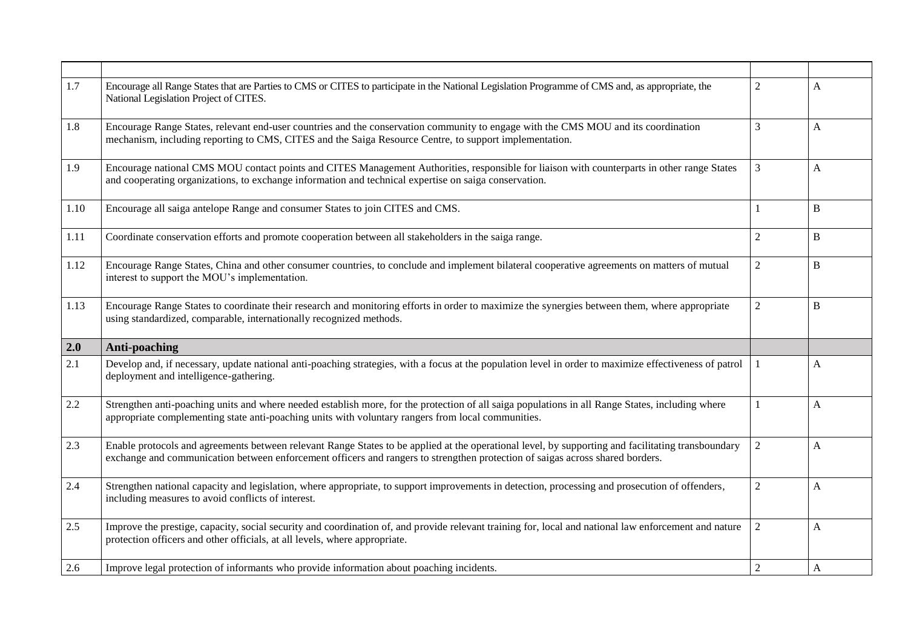| | | | |
|---|---|---|---|
| 1.7 | Encourage all Range States that are Parties to CMS or CITES to participate in the National Legislation Programme of CMS and, as appropriate, the National Legislation Project of CITES. | 2 | A |
| 1.8 | Encourage Range States, relevant end-user countries and the conservation community to engage with the CMS MOU and its coordination mechanism, including reporting to CMS, CITES and the Saiga Resource Centre, to support implementation. | 3 | A |
| 1.9 | Encourage national CMS MOU contact points and CITES Management Authorities, responsible for liaison with counterparts in other range States and cooperating organizations, to exchange information and technical expertise on saiga conservation. | 3 | A |
| 1.10 | Encourage all saiga antelope Range and consumer States to join CITES and CMS. | 1 | B |
| 1.11 | Coordinate conservation efforts and promote cooperation between all stakeholders in the saiga range. | 2 | B |
| 1.12 | Encourage Range States, China and other consumer countries, to conclude and implement bilateral cooperative agreements on matters of mutual interest to support the MOU's implementation. | 2 | B |
| 1.13 | Encourage Range States to coordinate their research and monitoring efforts in order to maximize the synergies between them, where appropriate using standardized, comparable, internationally recognized methods. | 2 | B |
| **2.0** | **Anti-poaching** | | |
| 2.1 | Develop and, if necessary, update national anti-poaching strategies, with a focus at the population level in order to maximize effectiveness of patrol deployment and intelligence-gathering. | 1 | A |
| 2.2 | Strengthen anti-poaching units and where needed establish more, for the protection of all saiga populations in all Range States, including where appropriate complementing state anti-poaching units with voluntary rangers from local communities. | 1 | A |
| 2.3 | Enable protocols and agreements between relevant Range States to be applied at the operational level, by supporting and facilitating transboundary exchange and communication between enforcement officers and rangers to strengthen protection of saigas across shared borders. | 2 | A |
| 2.4 | Strengthen national capacity and legislation, where appropriate, to support improvements in detection, processing and prosecution of offenders, including measures to avoid conflicts of interest. | 2 | A |
| 2.5 | Improve the prestige, capacity, social security and coordination of, and provide relevant training for, local and national law enforcement and nature protection officers and other officials, at all levels, where appropriate. | 2 | A |
| 2.6 | Improve legal protection of informants who provide information about poaching incidents. | 2 | A |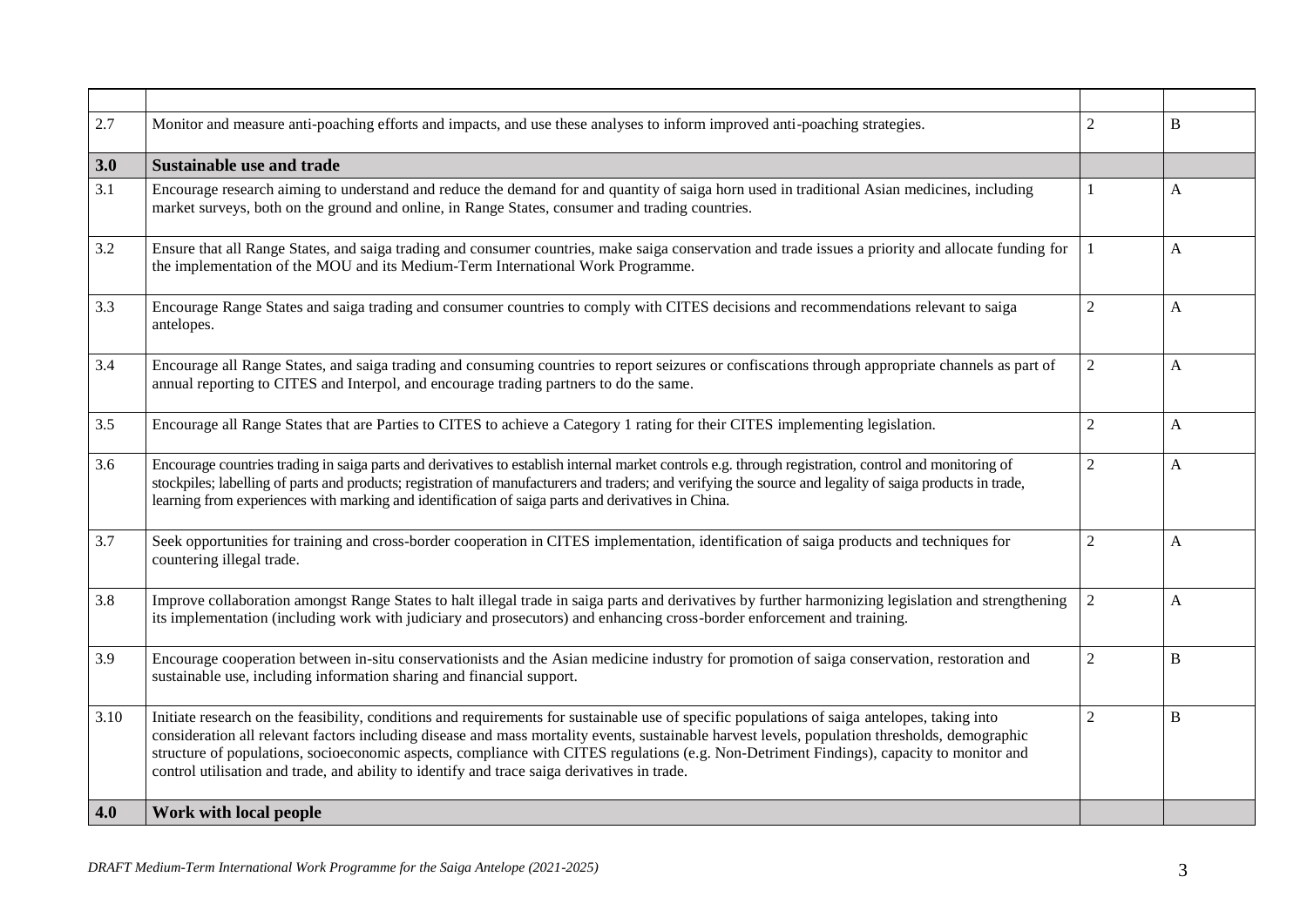| | | | |
|---|---|---|---|
| 2.7 | Monitor and measure anti-poaching efforts and impacts, and use these analyses to inform improved anti-poaching strategies. | 2 | B |
| **3.0** | **Sustainable use and trade** | | |
| 3.1 | Encourage research aiming to understand and reduce the demand for and quantity of saiga horn used in traditional Asian medicines, including market surveys, both on the ground and online, in Range States, consumer and trading countries. | 1 | A |
| 3.2 | Ensure that all Range States, and saiga trading and consumer countries, make saiga conservation and trade issues a priority and allocate funding for the implementation of the MOU and its Medium-Term International Work Programme. | 1 | A |
| 3.3 | Encourage Range States and saiga trading and consumer countries to comply with CITES decisions and recommendations relevant to saiga antelopes. | 2 | A |
| 3.4 | Encourage all Range States, and saiga trading and consuming countries to report seizures or confiscations through appropriate channels as part of annual reporting to CITES and Interpol, and encourage trading partners to do the same. | 2 | A |
| 3.5 | Encourage all Range States that are Parties to CITES to achieve a Category 1 rating for their CITES implementing legislation. | 2 | A |
| 3.6 | Encourage countries trading in saiga parts and derivatives to establish internal market controls e.g. through registration, control and monitoring of stockpiles; labelling of parts and products; registration of manufacturers and traders; and verifying the source and legality of saiga products in trade, learning from experiences with marking and identification of saiga parts and derivatives in China. | 2 | A |
| 3.7 | Seek opportunities for training and cross-border cooperation in CITES implementation, identification of saiga products and techniques for countering illegal trade. | 2 | A |
| 3.8 | Improve collaboration amongst Range States to halt illegal trade in saiga parts and derivatives by further harmonizing legislation and strengthening its implementation (including work with judiciary and prosecutors) and enhancing cross-border enforcement and training. | 2 | A |
| 3.9 | Encourage cooperation between in-situ conservationists and the Asian medicine industry for promotion of saiga conservation, restoration and sustainable use, including information sharing and financial support. | 2 | B |
| 3.10 | Initiate research on the feasibility, conditions and requirements for sustainable use of specific populations of saiga antelopes, taking into consideration all relevant factors including disease and mass mortality events, sustainable harvest levels, population thresholds, demographic structure of populations, socioeconomic aspects, compliance with CITES regulations (e.g. Non-Detriment Findings), capacity to monitor and control utilisation and trade, and ability to identify and trace saiga derivatives in trade. | 2 | B |
| **4.0** | **Work with local people** | | |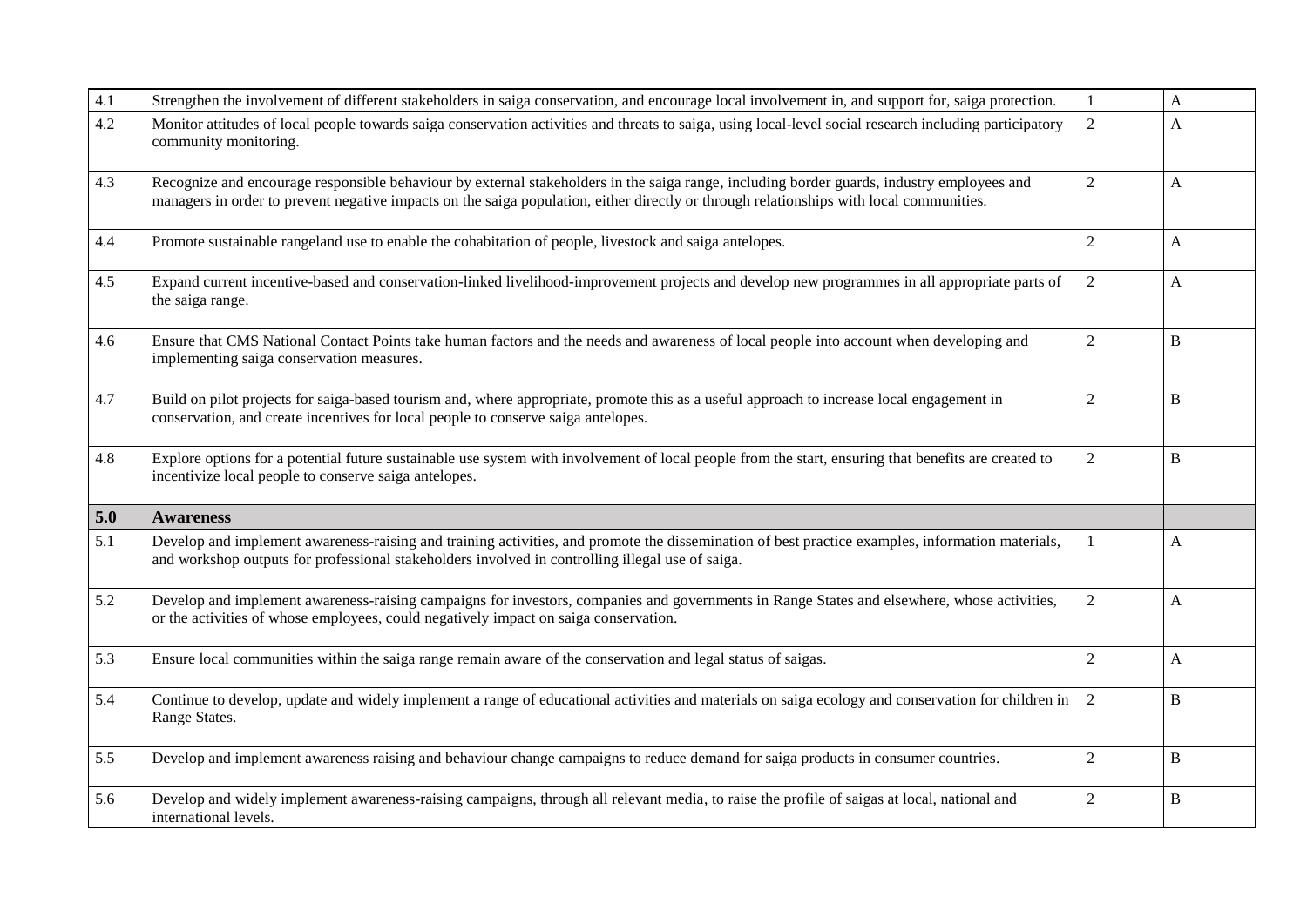| | | | |
|---|---|---|---|
| 4.1 | Strengthen the involvement of different stakeholders in saiga conservation, and encourage local involvement in, and support for, saiga protection. | 1 | A |
| 4.2 | Monitor attitudes of local people towards saiga conservation activities and threats to saiga, using local-level social research including participatory community monitoring. | 2 | A |
| 4.3 | Recognize and encourage responsible behaviour by external stakeholders in the saiga range, including border guards, industry employees and managers in order to prevent negative impacts on the saiga population, either directly or through relationships with local communities. | 2 | A |
| 4.4 | Promote sustainable rangeland use to enable the cohabitation of people, livestock and saiga antelopes. | 2 | A |
| 4.5 | Expand current incentive-based and conservation-linked livelihood-improvement projects and develop new programmes in all appropriate parts of the saiga range. | 2 | A |
| 4.6 | Ensure that CMS National Contact Points take human factors and the needs and awareness of local people into account when developing and implementing saiga conservation measures. | 2 | B |
| 4.7 | Build on pilot projects for saiga-based tourism and, where appropriate, promote this as a useful approach to increase local engagement in conservation, and create incentives for local people to conserve saiga antelopes. | 2 | B |
| 4.8 | Explore options for a potential future sustainable use system with involvement of local people from the start, ensuring that benefits are created to incentivize local people to conserve saiga antelopes. | 2 | B |
| **5.0** | **Awareness** | | |
| 5.1 | Develop and implement awareness-raising and training activities, and promote the dissemination of best practice examples, information materials, and workshop outputs for professional stakeholders involved in controlling illegal use of saiga. | 1 | A |
| 5.2 | Develop and implement awareness-raising campaigns for investors, companies and governments in Range States and elsewhere, whose activities, or the activities of whose employees, could negatively impact on saiga conservation. | 2 | A |
| 5.3 | Ensure local communities within the saiga range remain aware of the conservation and legal status of saigas. | 2 | A |
| 5.4 | Continue to develop, update and widely implement a range of educational activities and materials on saiga ecology and conservation for children in Range States. | 2 | B |
| 5.5 | Develop and implement awareness raising and behaviour change campaigns to reduce demand for saiga products in consumer countries. | 2 | B |
| 5.6 | Develop and widely implement awareness-raising campaigns, through all relevant media, to raise the profile of saigas at local, national and international levels. | 2 | B |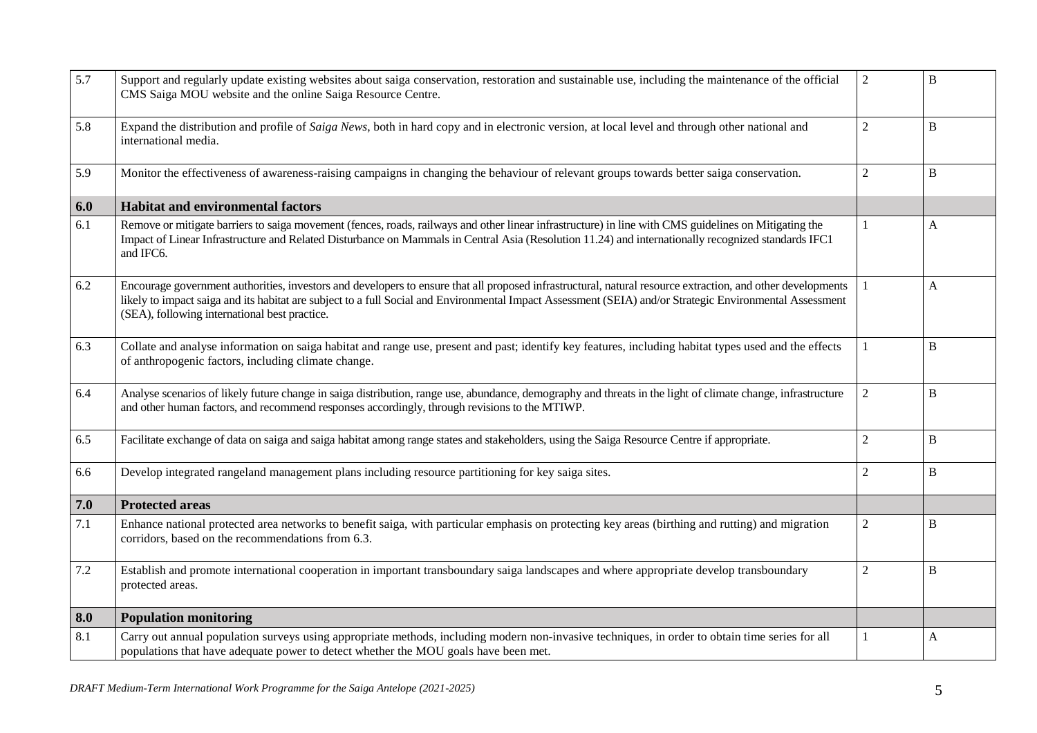| | | | |
|---|---|---|---|
| 5.7 | Support and regularly update existing websites about saiga conservation, restoration and sustainable use, including the maintenance of the official CMS Saiga MOU website and the online Saiga Resource Centre. | 2 | B |
| 5.8 | Expand the distribution and profile of *Saiga News*, both in hard copy and in electronic version, at local level and through other national and international media. | 2 | B |
| 5.9 | Monitor the effectiveness of awareness-raising campaigns in changing the behaviour of relevant groups towards better saiga conservation. | 2 | B |
| **6.0** | **Habitat and environmental factors** | | |
| 6.1 | Remove or mitigate barriers to saiga movement (fences, roads, railways and other linear infrastructure) in line with CMS guidelines on Mitigating the Impact of Linear Infrastructure and Related Disturbance on Mammals in Central Asia (Resolution 11.24) and internationally recognized standards IFC1 and IFC6. | 1 | A |
| 6.2 | Encourage government authorities, investors and developers to ensure that all proposed infrastructural, natural resource extraction, and other developments likely to impact saiga and its habitat are subject to a full Social and Environmental Impact Assessment (SEIA) and/or Strategic Environmental Assessment (SEA), following international best practice. | 1 | A |
| 6.3 | Collate and analyse information on saiga habitat and range use, present and past; identify key features, including habitat types used and the effects of anthropogenic factors, including climate change. | 1 | B |
| 6.4 | Analyse scenarios of likely future change in saiga distribution, range use, abundance, demography and threats in the light of climate change, infrastructure and other human factors, and recommend responses accordingly, through revisions to the MTIWP. | 2 | B |
| 6.5 | Facilitate exchange of data on saiga and saiga habitat among range states and stakeholders, using the Saiga Resource Centre if appropriate. | 2 | B |
| 6.6 | Develop integrated rangeland management plans including resource partitioning for key saiga sites. | 2 | B |
| **7.0** | **Protected areas** | | |
| 7.1 | Enhance national protected area networks to benefit saiga, with particular emphasis on protecting key areas (birthing and rutting) and migration corridors, based on the recommendations from 6.3. | 2 | B |
| 7.2 | Establish and promote international cooperation in important transboundary saiga landscapes and where appropriate develop transboundary protected areas. | 2 | B |
| **8.0** | **Population monitoring** | | |
| 8.1 | Carry out annual population surveys using appropriate methods, including modern non-invasive techniques, in order to obtain time series for all populations that have adequate power to detect whether the MOU goals have been met. | 1 | A |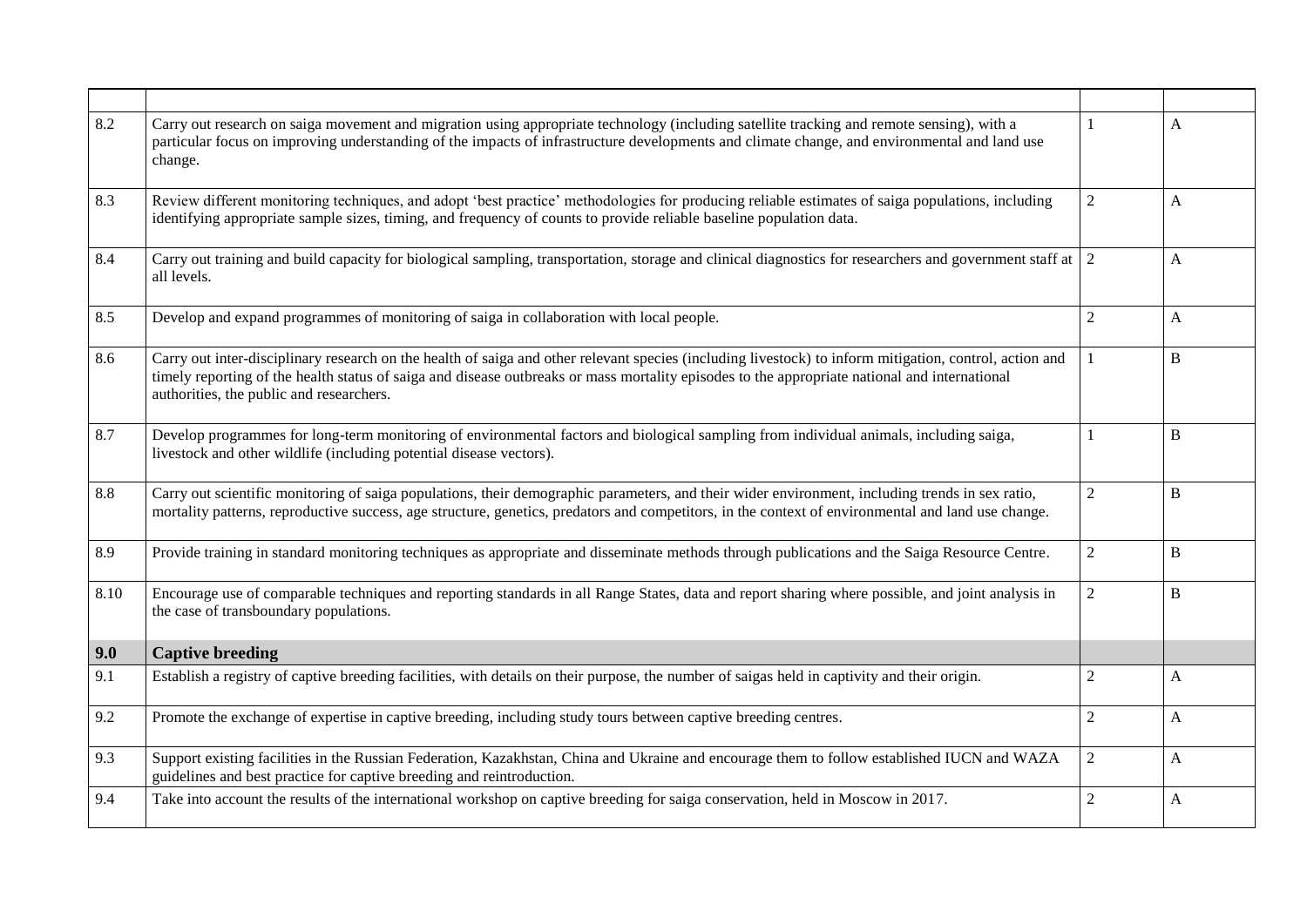| | | | |
|---|---|---|---|
| 8.2 | Carry out research on saiga movement and migration using appropriate technology (including satellite tracking and remote sensing), with a particular focus on improving understanding of the impacts of infrastructure developments and climate change, and environmental and land use change. | 1 | A |
| 8.3 | Review different monitoring techniques, and adopt 'best practice' methodologies for producing reliable estimates of saiga populations, including identifying appropriate sample sizes, timing, and frequency of counts to provide reliable baseline population data. | 2 | A |
| 8.4 | Carry out training and build capacity for biological sampling, transportation, storage and clinical diagnostics for researchers and government staff at all levels. | 2 | A |
| 8.5 | Develop and expand programmes of monitoring of saiga in collaboration with local people. | 2 | A |
| 8.6 | Carry out inter-disciplinary research on the health of saiga and other relevant species (including livestock) to inform mitigation, control, action and timely reporting of the health status of saiga and disease outbreaks or mass mortality episodes to the appropriate national and international authorities, the public and researchers. | 1 | B |
| 8.7 | Develop programmes for long-term monitoring of environmental factors and biological sampling from individual animals, including saiga, livestock and other wildlife (including potential disease vectors). | 1 | B |
| 8.8 | Carry out scientific monitoring of saiga populations, their demographic parameters, and their wider environment, including trends in sex ratio, mortality patterns, reproductive success, age structure, genetics, predators and competitors, in the context of environmental and land use change. | 2 | B |
| 8.9 | Provide training in standard monitoring techniques as appropriate and disseminate methods through publications and the Saiga Resource Centre. | 2 | B |
| 8.10 | Encourage use of comparable techniques and reporting standards in all Range States, data and report sharing where possible, and joint analysis in the case of transboundary populations. | 2 | B |
| **9.0** | **Captive breeding** | | |
| 9.1 | Establish a registry of captive breeding facilities, with details on their purpose, the number of saigas held in captivity and their origin. | 2 | A |
| 9.2 | Promote the exchange of expertise in captive breeding, including study tours between captive breeding centres. | 2 | A |
| 9.3 | Support existing facilities in the Russian Federation, Kazakhstan, China and Ukraine and encourage them to follow established IUCN and WAZA guidelines and best practice for captive breeding and reintroduction. | 2 | A |
| 9.4 | Take into account the results of the international workshop on captive breeding for saiga conservation, held in Moscow in 2017. | 2 | A |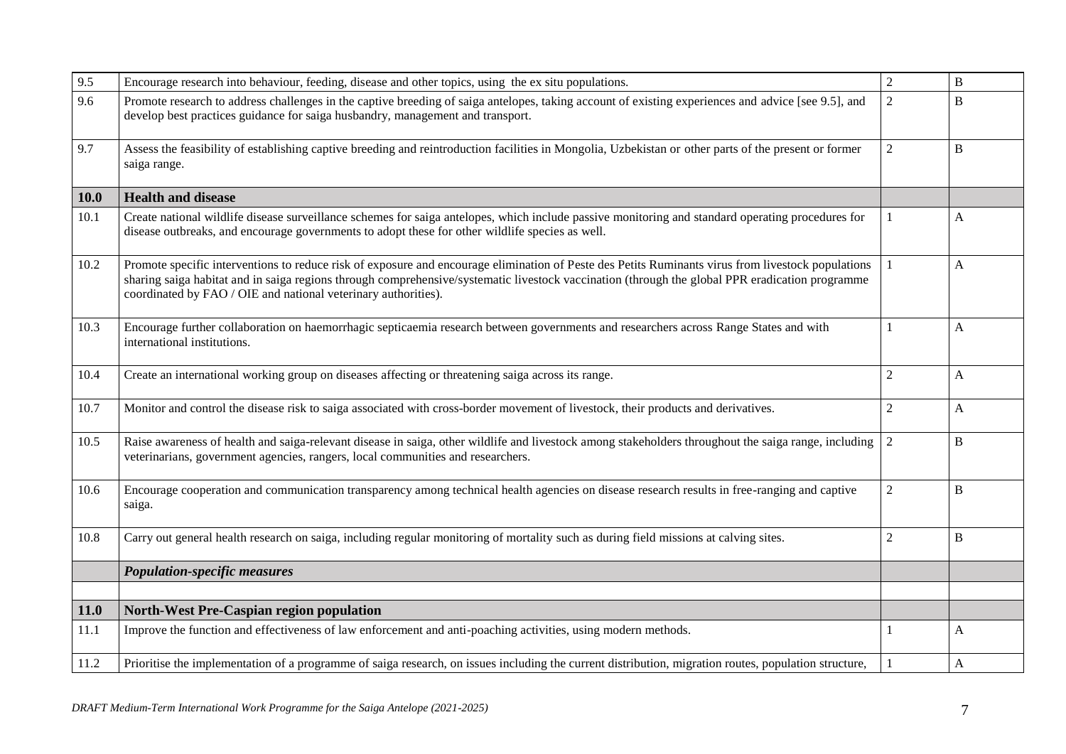| | | | |
|---|---|---|---|
| 9.5 | Encourage research into behaviour, feeding, disease and other topics, using the ex situ populations. | 2 | B |
| 9.6 | Promote research to address challenges in the captive breeding of saiga antelopes, taking account of existing experiences and advice [see 9.5], and develop best practices guidance for saiga husbandry, management and transport. | 2 | B |
| 9.7 | Assess the feasibility of establishing captive breeding and reintroduction facilities in Mongolia, Uzbekistan or other parts of the present or former saiga range. | 2 | B |
| **10.0** | **Health and disease** | | |
| 10.1 | Create national wildlife disease surveillance schemes for saiga antelopes, which include passive monitoring and standard operating procedures for disease outbreaks, and encourage governments to adopt these for other wildlife species as well. | 1 | A |
| 10.2 | Promote specific interventions to reduce risk of exposure and encourage elimination of Peste des Petits Ruminants virus from livestock populations sharing saiga habitat and in saiga regions through comprehensive/systematic livestock vaccination (through the global PPR eradication programme coordinated by FAO / OIE and national veterinary authorities). | 1 | A |
| 10.3 | Encourage further collaboration on haemorrhagic septicaemia research between governments and researchers across Range States and with international institutions. | 1 | A |
| 10.4 | Create an international working group on diseases affecting or threatening saiga across its range. | 2 | A |
| 10.7 | Monitor and control the disease risk to saiga associated with cross-border movement of livestock, their products and derivatives. | 2 | A |
| 10.5 | Raise awareness of health and saiga-relevant disease in saiga, other wildlife and livestock among stakeholders throughout the saiga range, including veterinarians, government agencies, rangers, local communities and researchers. | 2 | B |
| 10.6 | Encourage cooperation and communication transparency among technical health agencies on disease research results in free-ranging and captive saiga. | 2 | B |
| 10.8 | Carry out general health research on saiga, including regular monitoring of mortality such as during field missions at calving sites. | 2 | B |
| | ***Population-specific measures*** | | |
| | | | |
| **11.0** | **North-West Pre-Caspian region population** | | |
| 11.1 | Improve the function and effectiveness of law enforcement and anti-poaching activities, using modern methods. | 1 | A |
| 11.2 | Prioritise the implementation of a programme of saiga research, on issues including the current distribution, migration routes, population structure, | 1 | A |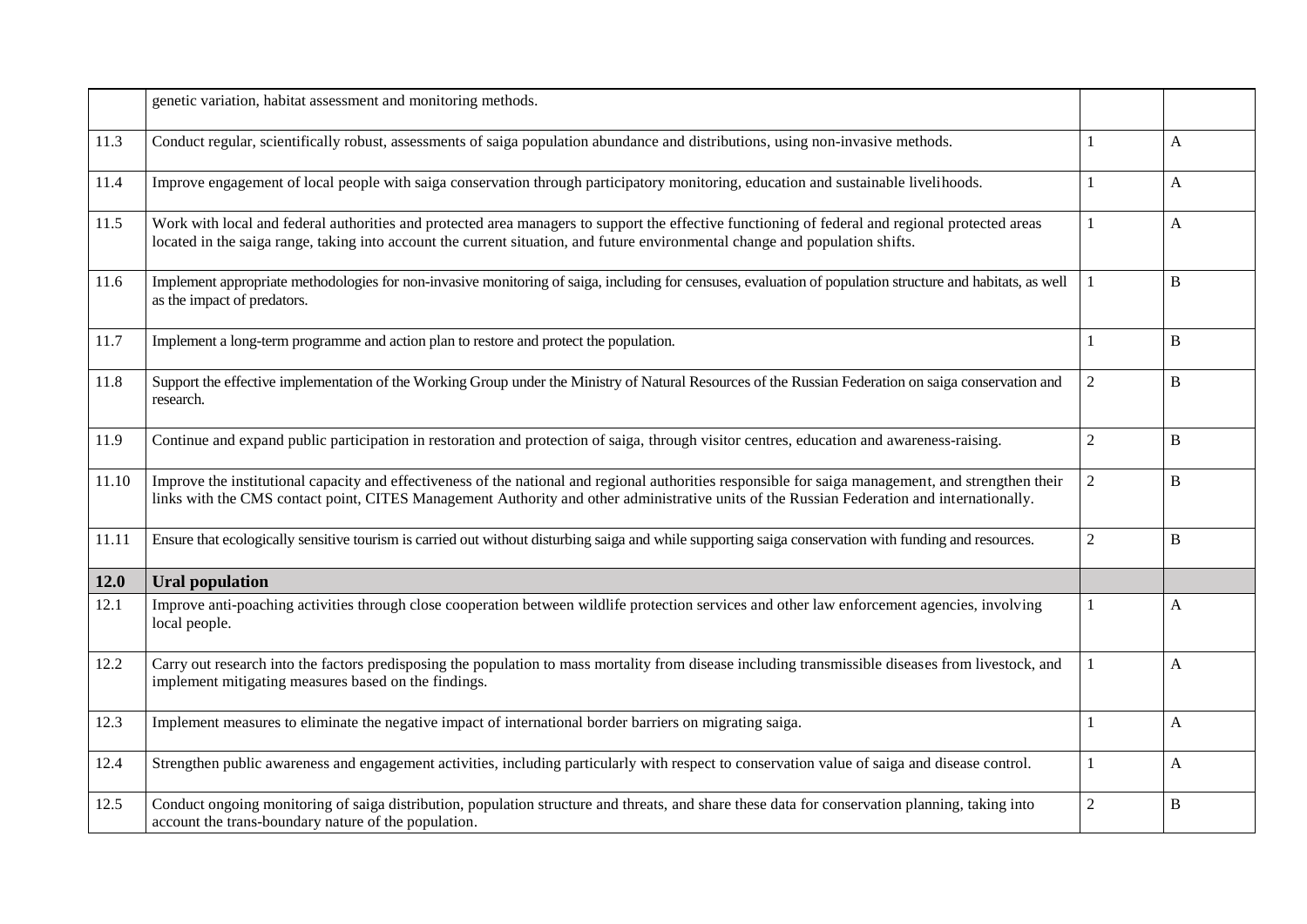|  |  |  |  |
|---|---|---|---|
|  | genetic variation, habitat assessment and monitoring methods. |  |  |
| 11.3 | Conduct regular, scientifically robust, assessments of saiga population abundance and distributions, using non-invasive methods. | 1 | A |
| 11.4 | Improve engagement of local people with saiga conservation through participatory monitoring, education and sustainable livelihoods. | 1 | A |
| 11.5 | Work with local and federal authorities and protected area managers to support the effective functioning of federal and regional protected areas located in the saiga range, taking into account the current situation, and future environmental change and population shifts. | 1 | A |
| 11.6 | Implement appropriate methodologies for non-invasive monitoring of saiga, including for censuses, evaluation of population structure and habitats, as well as the impact of predators. | 1 | B |
| 11.7 | Implement a long-term programme and action plan to restore and protect the population. | 1 | B |
| 11.8 | Support the effective implementation of the Working Group under the Ministry of Natural Resources of the Russian Federation on saiga conservation and research. | 2 | B |
| 11.9 | Continue and expand public participation in restoration and protection of saiga, through visitor centres, education and awareness-raising. | 2 | B |
| 11.10 | Improve the institutional capacity and effectiveness of the national and regional authorities responsible for saiga management, and strengthen their links with the CMS contact point, CITES Management Authority and other administrative units of the Russian Federation and internationally. | 2 | B |
| 11.11 | Ensure that ecologically sensitive tourism is carried out without disturbing saiga and while supporting saiga conservation with funding and resources. | 2 | B |
| **12.0** | **Ural population** |  |  |
| 12.1 | Improve anti-poaching activities through close cooperation between wildlife protection services and other law enforcement agencies, involving local people. | 1 | A |
| 12.2 | Carry out research into the factors predisposing the population to mass mortality from disease including transmissible diseases from livestock, and implement mitigating measures based on the findings. | 1 | A |
| 12.3 | Implement measures to eliminate the negative impact of international border barriers on migrating saiga. | 1 | A |
| 12.4 | Strengthen public awareness and engagement activities, including particularly with respect to conservation value of saiga and disease control. | 1 | A |
| 12.5 | Conduct ongoing monitoring of saiga distribution, population structure and threats, and share these data for conservation planning, taking into account the trans-boundary nature of the population. | 2 | B |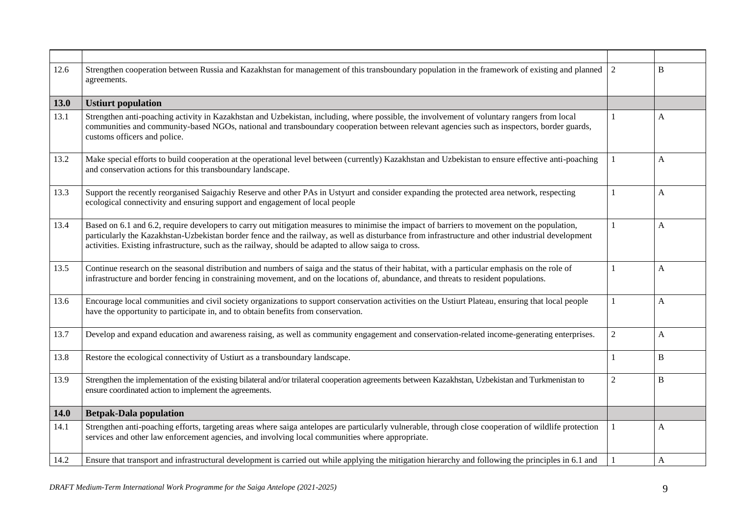| | | | |
|---|---|---|---|
| 12.6 | Strengthen cooperation between Russia and Kazakhstan for management of this transboundary population in the framework of existing and planned agreements. | 2 | B |
| **13.0** | **Ustiurt population** | | |
| 13.1 | Strengthen anti-poaching activity in Kazakhstan and Uzbekistan, including, where possible, the involvement of voluntary rangers from local communities and community-based NGOs, national and transboundary cooperation between relevant agencies such as inspectors, border guards, customs officers and police. | 1 | A |
| 13.2 | Make special efforts to build cooperation at the operational level between (currently) Kazakhstan and Uzbekistan to ensure effective anti-poaching and conservation actions for this transboundary landscape. | 1 | A |
| 13.3 | Support the recently reorganised Saigachiy Reserve and other PAs in Ustyurt and consider expanding the protected area network, respecting ecological connectivity and ensuring support and engagement of local people | 1 | A |
| 13.4 | Based on 6.1 and 6.2, require developers to carry out mitigation measures to minimise the impact of barriers to movement on the population, particularly the Kazakhstan-Uzbekistan border fence and the railway, as well as disturbance from infrastructure and other industrial development activities. Existing infrastructure, such as the railway, should be adapted to allow saiga to cross. | 1 | A |
| 13.5 | Continue research on the seasonal distribution and numbers of saiga and the status of their habitat, with a particular emphasis on the role of infrastructure and border fencing in constraining movement, and on the locations of, abundance, and threats to resident populations. | 1 | A |
| 13.6 | Encourage local communities and civil society organizations to support conservation activities on the Ustiurt Plateau, ensuring that local people have the opportunity to participate in, and to obtain benefits from conservation. | 1 | A |
| 13.7 | Develop and expand education and awareness raising, as well as community engagement and conservation-related income-generating enterprises. | 2 | A |
| 13.8 | Restore the ecological connectivity of Ustiurt as a transboundary landscape. | 1 | B |
| 13.9 | Strengthen the implementation of the existing bilateral and/or trilateral cooperation agreements between Kazakhstan, Uzbekistan and Turkmenistan to ensure coordinated action to implement the agreements. | 2 | B |
| **14.0** | **Betpak-Dala population** | | |
| 14.1 | Strengthen anti-poaching efforts, targeting areas where saiga antelopes are particularly vulnerable, through close cooperation of wildlife protection services and other law enforcement agencies, and involving local communities where appropriate. | 1 | A |
| 14.2 | Ensure that transport and infrastructural development is carried out while applying the mitigation hierarchy and following the principles in 6.1 and | 1 | A |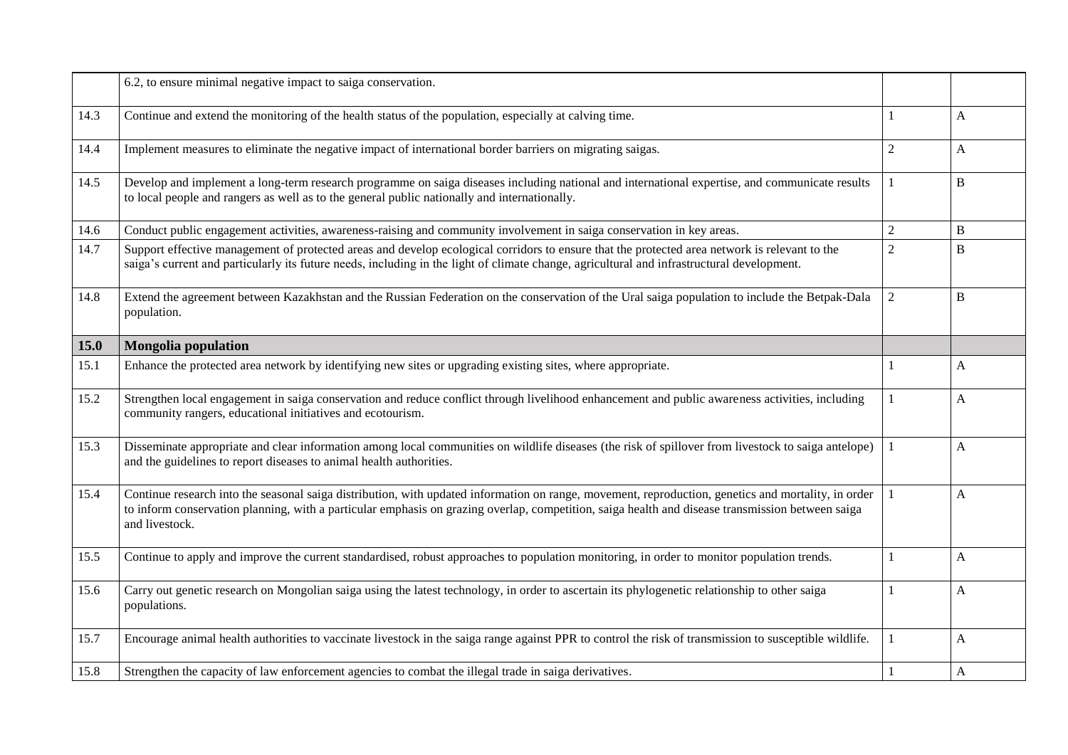| | | | |
|---|---|---|---|
| | 6.2, to ensure minimal negative impact to saiga conservation. | | |
| 14.3 | Continue and extend the monitoring of the health status of the population, especially at calving time. | 1 | A |
| 14.4 | Implement measures to eliminate the negative impact of international border barriers on migrating saigas. | 2 | A |
| 14.5 | Develop and implement a long-term research programme on saiga diseases including national and international expertise, and communicate results to local people and rangers as well as to the general public nationally and internationally. | 1 | B |
| 14.6 | Conduct public engagement activities, awareness-raising and community involvement in saiga conservation in key areas. | 2 | B |
| 14.7 | Support effective management of protected areas and develop ecological corridors to ensure that the protected area network is relevant to the saiga's current and particularly its future needs, including in the light of climate change, agricultural and infrastructural development. | 2 | B |
| 14.8 | Extend the agreement between Kazakhstan and the Russian Federation on the conservation of the Ural saiga population to include the Betpak-Dala population. | 2 | B |
| **15.0** | **Mongolia population** | | |
| 15.1 | Enhance the protected area network by identifying new sites or upgrading existing sites, where appropriate. | 1 | A |
| 15.2 | Strengthen local engagement in saiga conservation and reduce conflict through livelihood enhancement and public awareness activities, including community rangers, educational initiatives and ecotourism. | 1 | A |
| 15.3 | Disseminate appropriate and clear information among local communities on wildlife diseases (the risk of spillover from livestock to saiga antelope) and the guidelines to report diseases to animal health authorities. | 1 | A |
| 15.4 | Continue research into the seasonal saiga distribution, with updated information on range, movement, reproduction, genetics and mortality, in order to inform conservation planning, with a particular emphasis on grazing overlap, competition, saiga health and disease transmission between saiga and livestock. | 1 | A |
| 15.5 | Continue to apply and improve the current standardised, robust approaches to population monitoring, in order to monitor population trends. | 1 | A |
| 15.6 | Carry out genetic research on Mongolian saiga using the latest technology, in order to ascertain its phylogenetic relationship to other saiga populations. | 1 | A |
| 15.7 | Encourage animal health authorities to vaccinate livestock in the saiga range against PPR to control the risk of transmission to susceptible wildlife. | 1 | A |
| 15.8 | Strengthen the capacity of law enforcement agencies to combat the illegal trade in saiga derivatives. | 1 | A |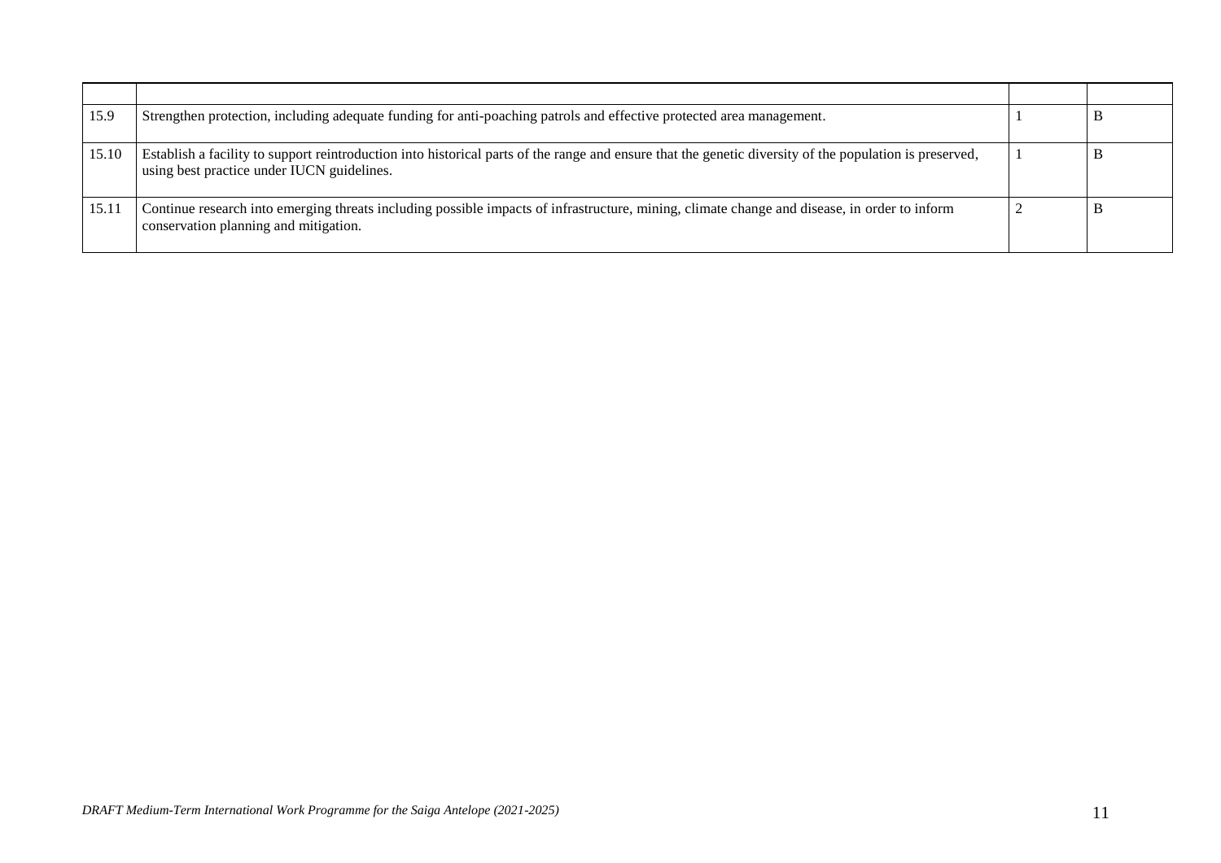| | | | |
|---|---|---|---|
| 15.9 | Strengthen protection, including adequate funding for anti-poaching patrols and effective protected area management. | 1 | B |
| 15.10 | Establish a facility to support reintroduction into historical parts of the range and ensure that the genetic diversity of the population is preserved, using best practice under IUCN guidelines. | 1 | B |
| 15.11 | Continue research into emerging threats including possible impacts of infrastructure, mining, climate change and disease, in order to inform conservation planning and mitigation. | 2 | B |